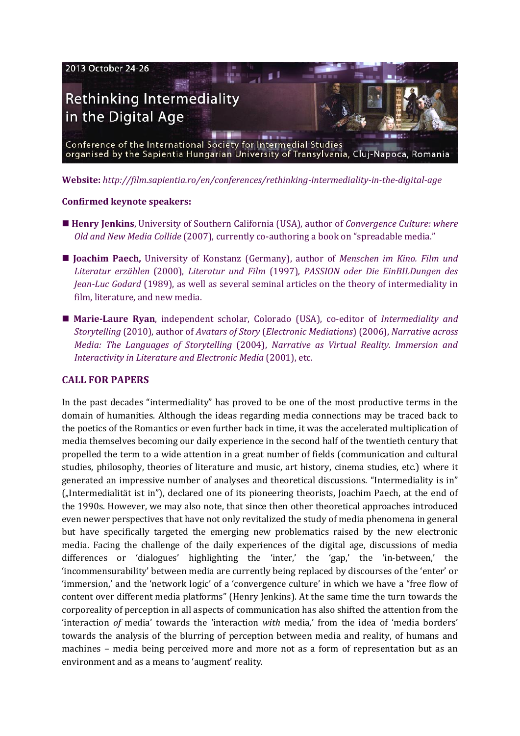2013 October 24-26

# Rethinking Intermediality in the Digital Age

Conference of the International Society for Intermedial Studies
organised by the Sapientia Hungarian University of Transylvania, Cluj-Napoca, Romania

**Website:** *http://film.sapientia.ro/en/conferences/rethinking-intermediality-in-the-digital-age*

**Confirmed keynote speakers:**

- **Henry Jenkins**, University of Southern California (USA), author of *Convergence Culture: where Old and New Media Collide* (2007), currently co-authoring a book on "spreadable media."
- **Joachim Paech,** University of Konstanz (Germany), author of *Menschen im Kino. Film und Literatur erzählen* (2000), *Literatur und Film* (1997), *PASSION oder Die EinBILDungen des Jean-Luc Godard* (1989), as well as several seminal articles on the theory of intermediality in film, literature, and new media.
- **Marie-Laure Ryan**, independent scholar, Colorado (USA), co-editor of *Intermediality and Storytelling* (2010), author of *Avatars of Story* (*Electronic Mediations*) (2006), *Narrative across Media: The Languages of Storytelling* (2004), *Narrative as Virtual Reality. Immersion and Interactivity in Literature and Electronic Media* (2001), etc.

## CALL FOR PAPERS

In the past decades "intermediality" has proved to be one of the most productive terms in the domain of humanities. Although the ideas regarding media connections may be traced back to the poetics of the Romantics or even further back in time, it was the accelerated multiplication of media themselves becoming our daily experience in the second half of the twentieth century that propelled the term to a wide attention in a great number of fields (communication and cultural studies, philosophy, theories of literature and music, art history, cinema studies, etc.) where it generated an impressive number of analyses and theoretical discussions. "Intermediality is in" („Intermedialität ist in"), declared one of its pioneering theorists, Joachim Paech, at the end of the 1990s. However, we may also note, that since then other theoretical approaches introduced even newer perspectives that have not only revitalized the study of media phenomena in general but have specifically targeted the emerging new problematics raised by the new electronic media. Facing the challenge of the daily experiences of the digital age, discussions of media differences or 'dialogues' highlighting the 'inter,' the 'gap,' the 'in-between,' the 'incommensurability' between media are currently being replaced by discourses of the 'enter' or 'immersion,' and the 'network logic' of a 'convergence culture' in which we have a "free flow of content over different media platforms" (Henry Jenkins). At the same time the turn towards the corporeality of perception in all aspects of communication has also shifted the attention from the 'interaction *of* media' towards the 'interaction *with* media,' from the idea of 'media borders' towards the analysis of the blurring of perception between media and reality, of humans and machines – media being perceived more and more not as a form of representation but as an environment and as a means to 'augment' reality.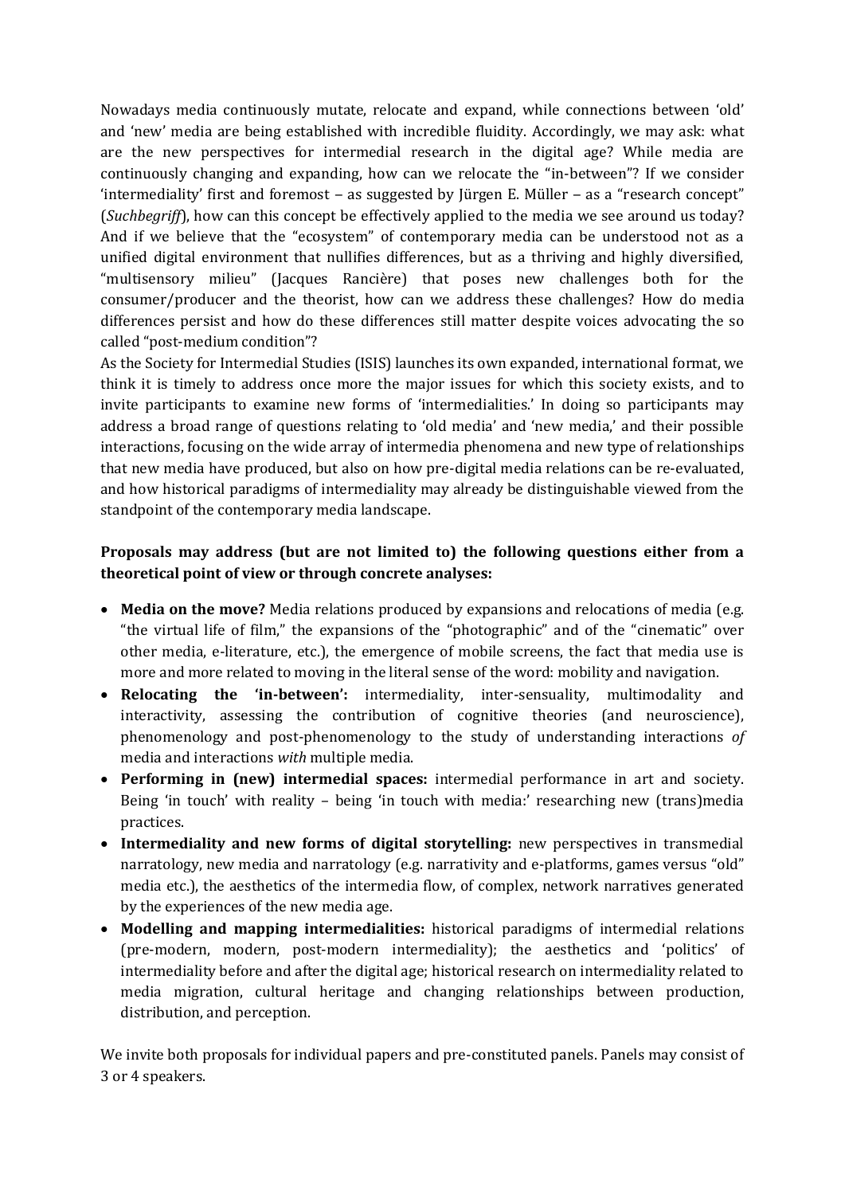Nowadays media continuously mutate, relocate and expand, while connections between 'old' and 'new' media are being established with incredible fluidity. Accordingly, we may ask: what are the new perspectives for intermedial research in the digital age? While media are continuously changing and expanding, how can we relocate the "in-between"? If we consider 'intermediality' first and foremost – as suggested by Jürgen E. Müller – as a "research concept" (*Suchbegriff*), how can this concept be effectively applied to the media we see around us today? And if we believe that the "ecosystem" of contemporary media can be understood not as a unified digital environment that nullifies differences, but as a thriving and highly diversified, "multisensory milieu" (Jacques Rancière) that poses new challenges both for the consumer/producer and the theorist, how can we address these challenges? How do media differences persist and how do these differences still matter despite voices advocating the so called "post-medium condition"?

As the Society for Intermedial Studies (ISIS) launches its own expanded, international format, we think it is timely to address once more the major issues for which this society exists, and to invite participants to examine new forms of 'intermedialities.' In doing so participants may address a broad range of questions relating to 'old media' and 'new media,' and their possible interactions, focusing on the wide array of intermedia phenomena and new type of relationships that new media have produced, but also on how pre-digital media relations can be re-evaluated, and how historical paradigms of intermediality may already be distinguishable viewed from the standpoint of the contemporary media landscape.

**Proposals may address (but are not limited to) the following questions either from a theoretical point of view or through concrete analyses:**

- **Media on the move?** Media relations produced by expansions and relocations of media (e.g. "the virtual life of film," the expansions of the "photographic" and of the "cinematic" over other media, e-literature, etc.), the emergence of mobile screens, the fact that media use is more and more related to moving in the literal sense of the word: mobility and navigation.
- **Relocating the 'in-between':** intermediality, inter-sensuality, multimodality and interactivity, assessing the contribution of cognitive theories (and neuroscience), phenomenology and post-phenomenology to the study of understanding interactions *of* media and interactions *with* multiple media.
- **Performing in (new) intermedial spaces:** intermedial performance in art and society. Being 'in touch' with reality – being 'in touch with media:' researching new (trans)media practices.
- **Intermediality and new forms of digital storytelling:** new perspectives in transmedial narratology, new media and narratology (e.g. narrativity and e-platforms, games versus "old" media etc.), the aesthetics of the intermedia flow, of complex, network narratives generated by the experiences of the new media age.
- **Modelling and mapping intermedialities:** historical paradigms of intermedial relations (pre-modern, modern, post-modern intermediality); the aesthetics and 'politics' of intermediality before and after the digital age; historical research on intermediality related to media migration, cultural heritage and changing relationships between production, distribution, and perception.

We invite both proposals for individual papers and pre-constituted panels. Panels may consist of 3 or 4 speakers.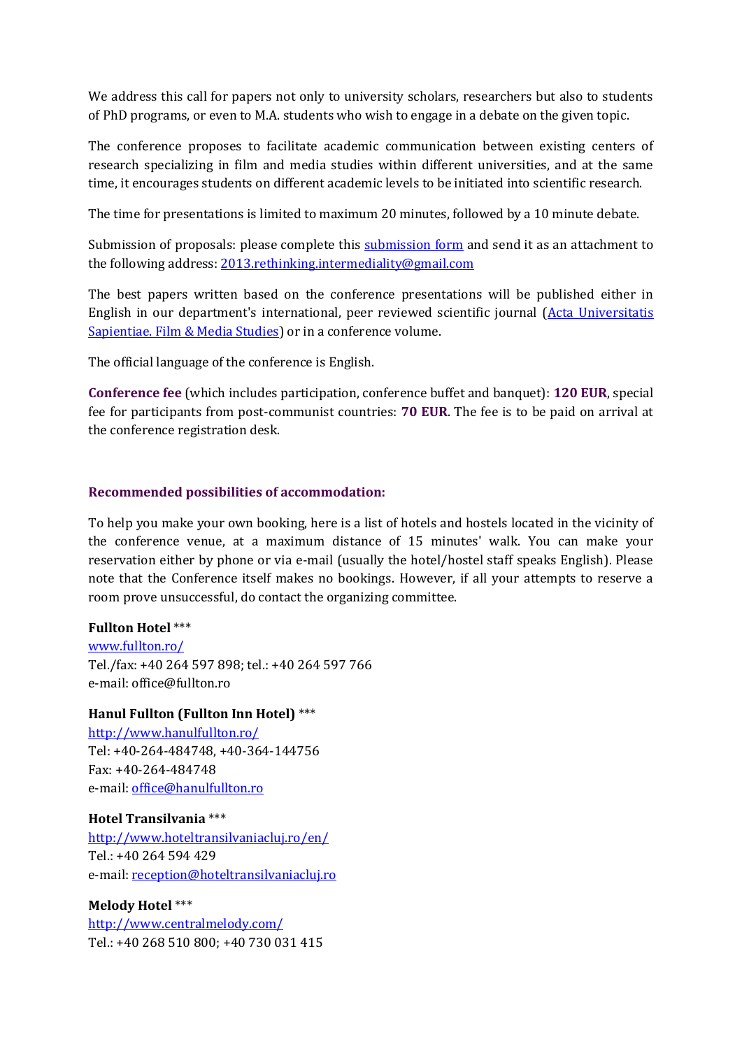We address this call for papers not only to university scholars, researchers but also to students of PhD programs, or even to M.A. students who wish to engage in a debate on the given topic.

The conference proposes to facilitate academic communication between existing centers of research specializing in film and media studies within different universities, and at the same time, it encourages students on different academic levels to be initiated into scientific research.

The time for presentations is limited to maximum 20 minutes, followed by a 10 minute debate.

Submission of proposals: please complete this [submission form] and send it as an attachment to the following address: 2013.rethinking.intermediality@gmail.com

The best papers written based on the conference presentations will be published either in English in our department's international, peer reviewed scientific journal (Acta Universitatis Sapientiae. Film & Media Studies) or in a conference volume.

The official language of the conference is English.

**Conference fee** (which includes participation, conference buffet and banquet): **120 EUR**, special fee for participants from post-communist countries: **70 EUR**. The fee is to be paid on arrival at the conference registration desk.

**Recommended possibilities of accommodation:**

To help you make your own booking, here is a list of hotels and hostels located in the vicinity of the conference venue, at a maximum distance of 15 minutes' walk. You can make your reservation either by phone or via e-mail (usually the hotel/hostel staff speaks English). Please note that the Conference itself makes no bookings. However, if all your attempts to reserve a room prove unsuccessful, do contact the organizing committee.

**Fullton Hotel** ***
www.fullton.ro/
Tel./fax: +40 264 597 898; tel.: +40 264 597 766
e-mail: office@fullton.ro

**Hanul Fullton (Fullton Inn Hotel)** ***
http://www.hanulfullton.ro/
Tel: +40-264-484748, +40-364-144756
Fax: +40-264-484748
e-mail: office@hanulfullton.ro

**Hotel Transilvania** ***
http://www.hoteltransilvaniacluj.ro/en/
Tel.: +40 264 594 429
e-mail: reception@hoteltransilvaniacluj.ro

**Melody Hotel** ***
http://www.centralmelody.com/
Tel.: +40 268 510 800; +40 730 031 415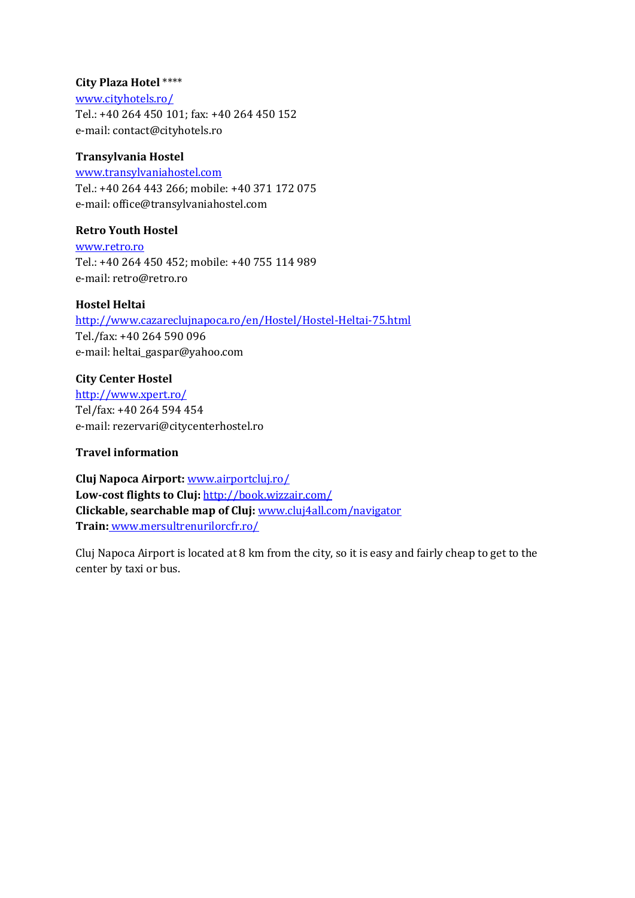**City Plaza Hotel** ****
www.cityhotels.ro/
Tel.: +40 264 450 101; fax: +40 264 450 152
e-mail: contact@cityhotels.ro

**Transylvania Hostel**
www.transylvaniahostel.com
Tel.: +40 264 443 266; mobile: +40 371 172 075
e-mail: office@transylvaniahostel.com

**Retro Youth Hostel**
www.retro.ro
Tel.: +40 264 450 452; mobile: +40 755 114 989
e-mail: retro@retro.ro

**Hostel Heltai**
http://www.cazareclujnapoca.ro/en/Hostel/Hostel-Heltai-75.html
Tel./fax: +40 264 590 096
e-mail: heltai_gaspar@yahoo.com

**City Center Hostel**
http://www.xpert.ro/
Tel/fax: +40 264 594 454
e-mail: rezervari@citycenterhostel.ro

**Travel information**

**Cluj Napoca Airport:** www.airportcluj.ro/
**Low-cost flights to Cluj:** http://book.wizzair.com/
**Clickable, searchable map of Cluj:** www.cluj4all.com/navigator
**Train:** www.mersultrenurilorcfr.ro/

Cluj Napoca Airport is located at 8 km from the city, so it is easy and fairly cheap to get to the center by taxi or bus.